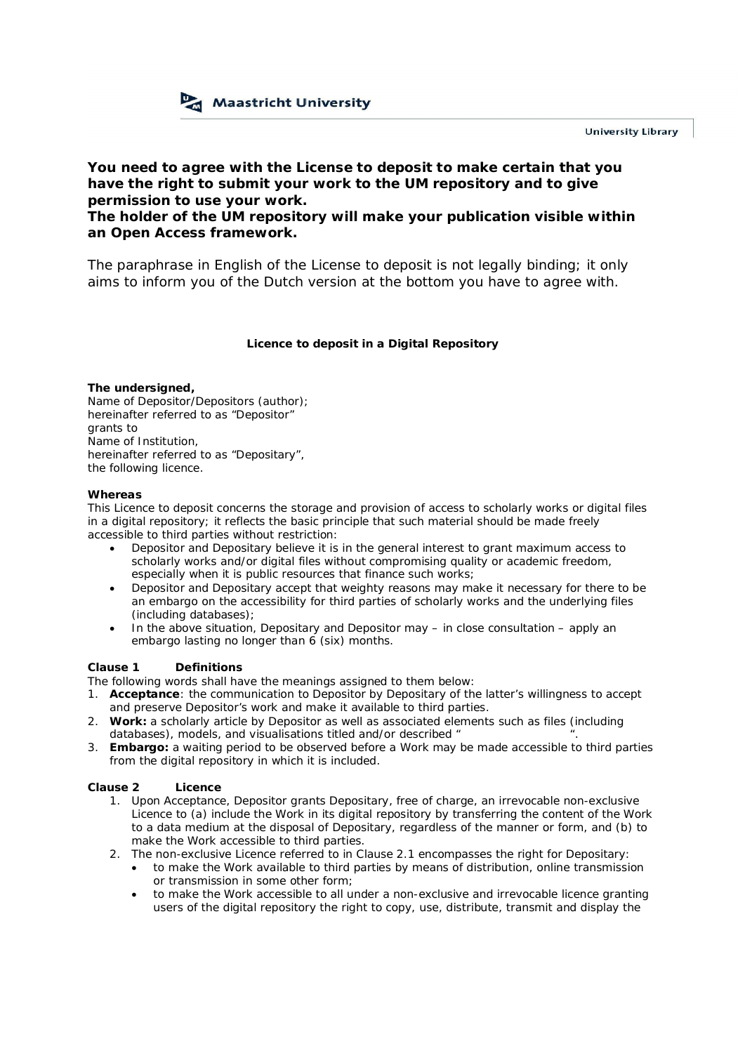Maastricht University

University Library

**You need to agree with the License to deposit to make certain that you have the right to submit your work to the UM repository and to give permission to use your work.**
**The holder of the UM repository will make your publication visible within an Open Access framework.**

The paraphrase in English of the License to deposit is not legally binding; it only aims to inform you of the Dutch version at the bottom you have to agree with.

## Licence to deposit in a Digital Repository

**The undersigned,**
Name of Depositor/Depositors (author);
hereinafter referred to as "Depositor"
grants to
Name of Institution,
hereinafter referred to as "Depositary",
the following licence.

**Whereas**
This Licence to deposit concerns the storage and provision of access to scholarly works or digital files in a digital repository; it reflects the basic principle that such material should be made freely accessible to third parties without restriction:

- Depositor and Depositary believe it is in the general interest to grant maximum access to scholarly works and/or digital files without compromising quality or academic freedom, especially when it is public resources that finance such works;
- Depositor and Depositary accept that weighty reasons may make it necessary for there to be an embargo on the accessibility for third parties of scholarly works and the underlying files (including databases);
- In the above situation, Depositary and Depositor may – in close consultation – apply an embargo lasting no longer than 6 (six) months.

**Clause 1 Definitions**
The following words shall have the meanings assigned to them below:

1. **Acceptance**: the communication to Depositor by Depositary of the latter's willingness to accept and preserve Depositor's work and make it available to third parties.
2. **Work:** a scholarly article by Depositor as well as associated elements such as files (including databases), models, and visualisations titled and/or described "                    ".
3. **Embargo:** a waiting period to be observed before a Work may be made accessible to third parties from the digital repository in which it is included.

**Clause 2 Licence**

1. Upon Acceptance, Depositor grants Depositary, free of charge, an irrevocable non-exclusive Licence to (a) include the Work in its digital repository by transferring the content of the Work to a data medium at the disposal of Depositary, regardless of the manner or form, and (b) to make the Work accessible to third parties.
2. The non-exclusive Licence referred to in Clause 2.1 encompasses the right for Depositary:
   - to make the Work available to third parties by means of distribution, online transmission or transmission in some other form;
   - to make the Work accessible to all under a non-exclusive and irrevocable licence granting users of the digital repository the right to copy, use, distribute, transmit and display the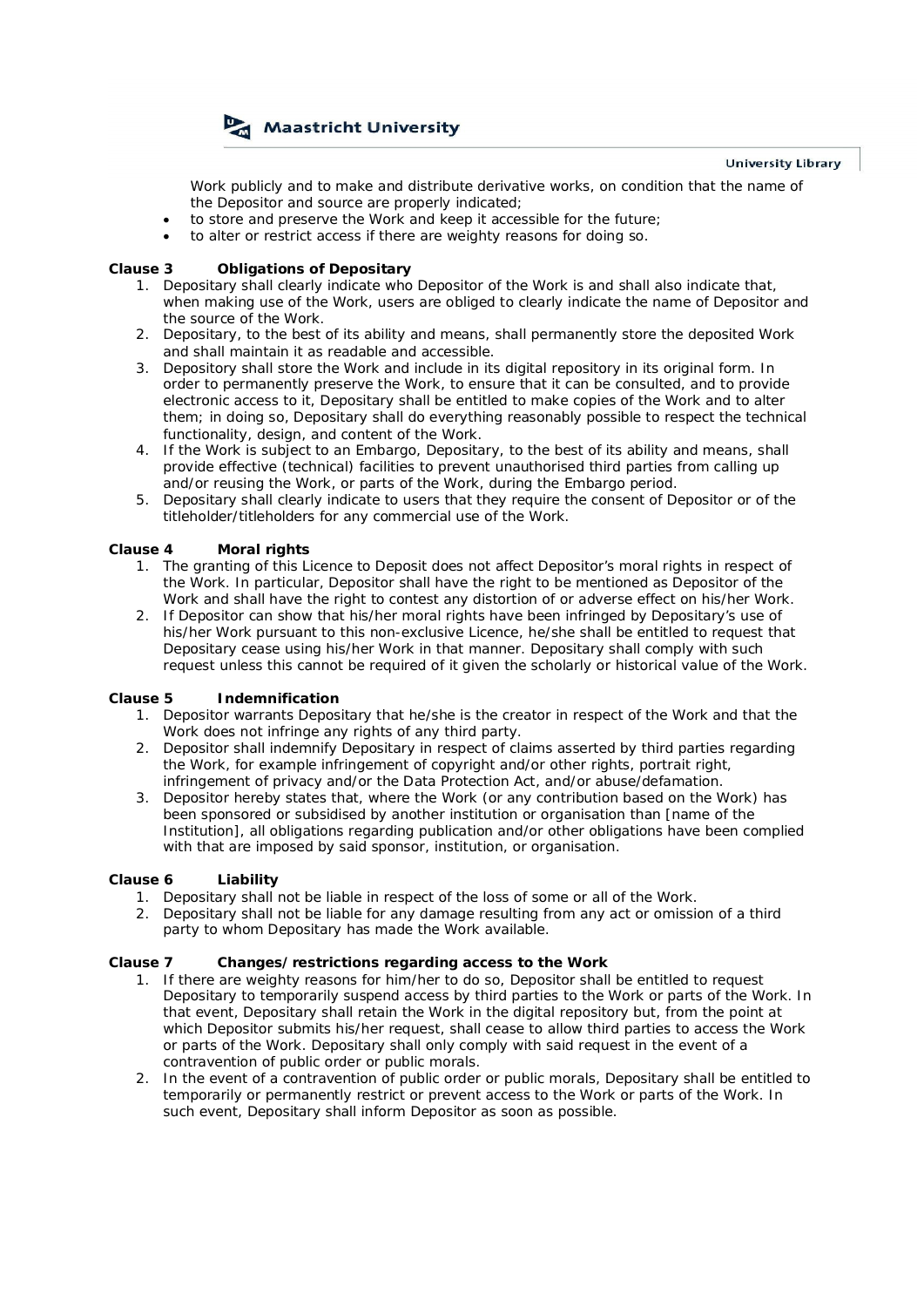Work publicly and to make and distribute derivative works, on condition that the name of the Depositor and source are properly indicated;

- to store and preserve the Work and keep it accessible for the future;
- to alter or restrict access if there are weighty reasons for doing so.

**Clause 3 Obligations of Depositary**

1. Depositary shall clearly indicate who Depositor of the Work is and shall also indicate that, when making use of the Work, users are obliged to clearly indicate the name of Depositor and the source of the Work.
2. Depositary, to the best of its ability and means, shall permanently store the deposited Work and shall maintain it as readable and accessible.
3. Depository shall store the Work and include in its digital repository in its original form. In order to permanently preserve the Work, to ensure that it can be consulted, and to provide electronic access to it, Depositary shall be entitled to make copies of the Work and to alter them; in doing so, Depositary shall do everything reasonably possible to respect the technical functionality, design, and content of the Work.
4. If the Work is subject to an Embargo, Depositary, to the best of its ability and means, shall provide effective (technical) facilities to prevent unauthorised third parties from calling up and/or reusing the Work, or parts of the Work, during the Embargo period.
5. Depositary shall clearly indicate to users that they require the consent of Depositor or of the titleholder/titleholders for any commercial use of the Work.

**Clause 4 Moral rights**

1. The granting of this Licence to Deposit does not affect Depositor's moral rights in respect of the Work. In particular, Depositor shall have the right to be mentioned as Depositor of the Work and shall have the right to contest any distortion of or adverse effect on his/her Work.
2. If Depositor can show that his/her moral rights have been infringed by Depositary's use of his/her Work pursuant to this non-exclusive Licence, he/she shall be entitled to request that Depositary cease using his/her Work in that manner. Depositary shall comply with such request unless this cannot be required of it given the scholarly or historical value of the Work.

**Clause 5 Indemnification**

1. Depositor warrants Depositary that he/she is the creator in respect of the Work and that the Work does not infringe any rights of any third party.
2. Depositor shall indemnify Depositary in respect of claims asserted by third parties regarding the Work, for example infringement of copyright and/or other rights, portrait right, infringement of privacy and/or the Data Protection Act, and/or abuse/defamation.
3. Depositor hereby states that, where the Work (or any contribution based on the Work) has been sponsored or subsidised by another institution or organisation than [name of the Institution], all obligations regarding publication and/or other obligations have been complied with that are imposed by said sponsor, institution, or organisation.

**Clause 6 Liability**

1. Depositary shall not be liable in respect of the loss of some or all of the Work.
2. Depositary shall not be liable for any damage resulting from any act or omission of a third party to whom Depositary has made the Work available.

**Clause 7 Changes/restrictions regarding access to the Work**

1. If there are weighty reasons for him/her to do so, Depositor shall be entitled to request Depositary to temporarily suspend access by third parties to the Work or parts of the Work. In that event, Depositary shall retain the Work in the digital repository but, from the point at which Depositor submits his/her request, shall cease to allow third parties to access the Work or parts of the Work. Depositary shall only comply with said request in the event of a contravention of public order or public morals.
2. In the event of a contravention of public order or public morals, Depositary shall be entitled to temporarily or permanently restrict or prevent access to the Work or parts of the Work. In such event, Depositary shall inform Depositor as soon as possible.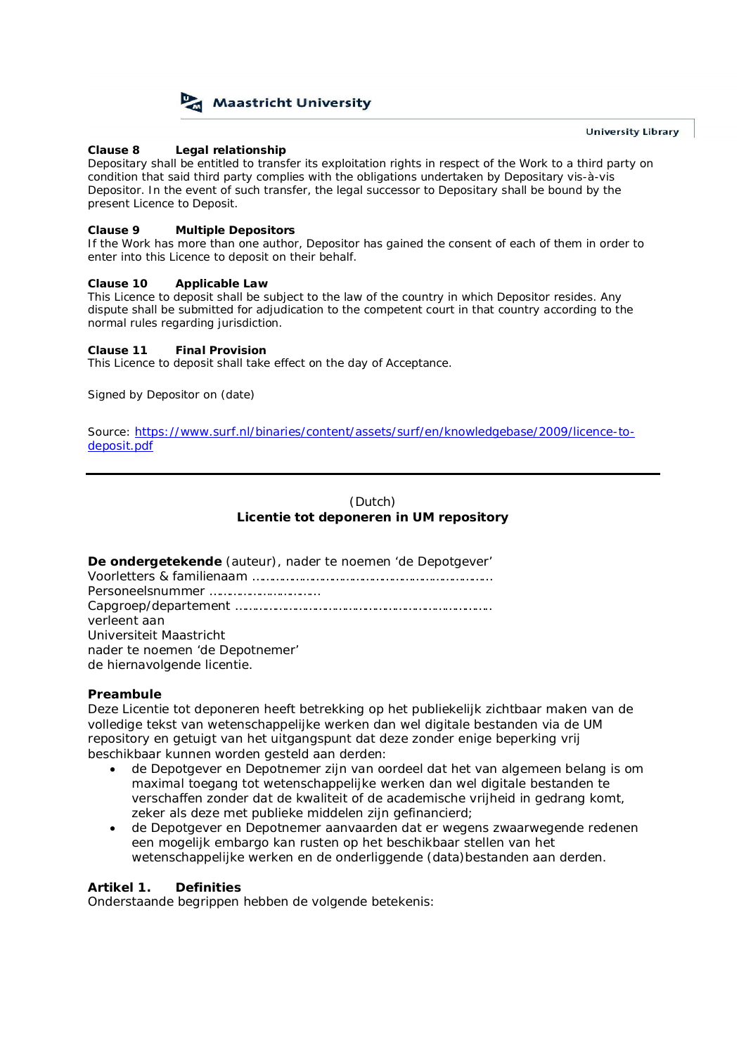**Clause 8 Legal relationship**
Depositary shall be entitled to transfer its exploitation rights in respect of the Work to a third party on condition that said third party complies with the obligations undertaken by Depositary vis-à-vis Depositor. In the event of such transfer, the legal successor to Depositary shall be bound by the present Licence to Deposit.

**Clause 9 Multiple Depositors**
If the Work has more than one author, Depositor has gained the consent of each of them in order to enter into this Licence to deposit on their behalf.

**Clause 10 Applicable Law**
This Licence to deposit shall be subject to the law of the country in which Depositor resides. Any dispute shall be submitted for adjudication to the competent court in that country according to the normal rules regarding jurisdiction.

**Clause 11 Final Provision**
This Licence to deposit shall take effect on the day of Acceptance.

Signed by Depositor on (date)

Source: [https://www.surf.nl/binaries/content/assets/surf/en/knowledgebase/2009/licence-to-deposit.pdf](https://www.surf.nl/binaries/content/assets/surf/en/knowledgebase/2009/licence-to-deposit.pdf)

---

(Dutch)

## Licentie tot deponeren in UM repository

**De ondergetekende** (auteur), nader te noemen 'de Depotgever'
Voorletters & familienaam ……………………………………………………
Personeelsnummer ……………………………
Capgroep/departement ……………………………………………………………
verleent aan
Universiteit Maastricht
nader te noemen 'de Depotnemer'
de hiernavolgende licentie.

**Preambule**
Deze Licentie tot deponeren heeft betrekking op het publiekelijk zichtbaar maken van de volledige tekst van wetenschappelijke werken dan wel digitale bestanden via de UM repository en getuigt van het uitgangspunt dat deze zonder enige beperking vrij beschikbaar kunnen worden gesteld aan derden:

- de Depotgever en Depotnemer zijn van oordeel dat het van algemeen belang is om maximal toegang tot wetenschappelijke werken dan wel digitale bestanden te verschaffen zonder dat de kwaliteit of de academische vrijheid in gedrang komt, zeker als deze met publieke middelen zijn gefinancierd;
- de Depotgever en Depotnemer aanvaarden dat er wegens zwaarwegende redenen een mogelijk embargo kan rusten op het beschikbaar stellen van het wetenschappelijke werken en de onderliggende (data)bestanden aan derden.

**Artikel 1. Definities**
Onderstaande begrippen hebben de volgende betekenis: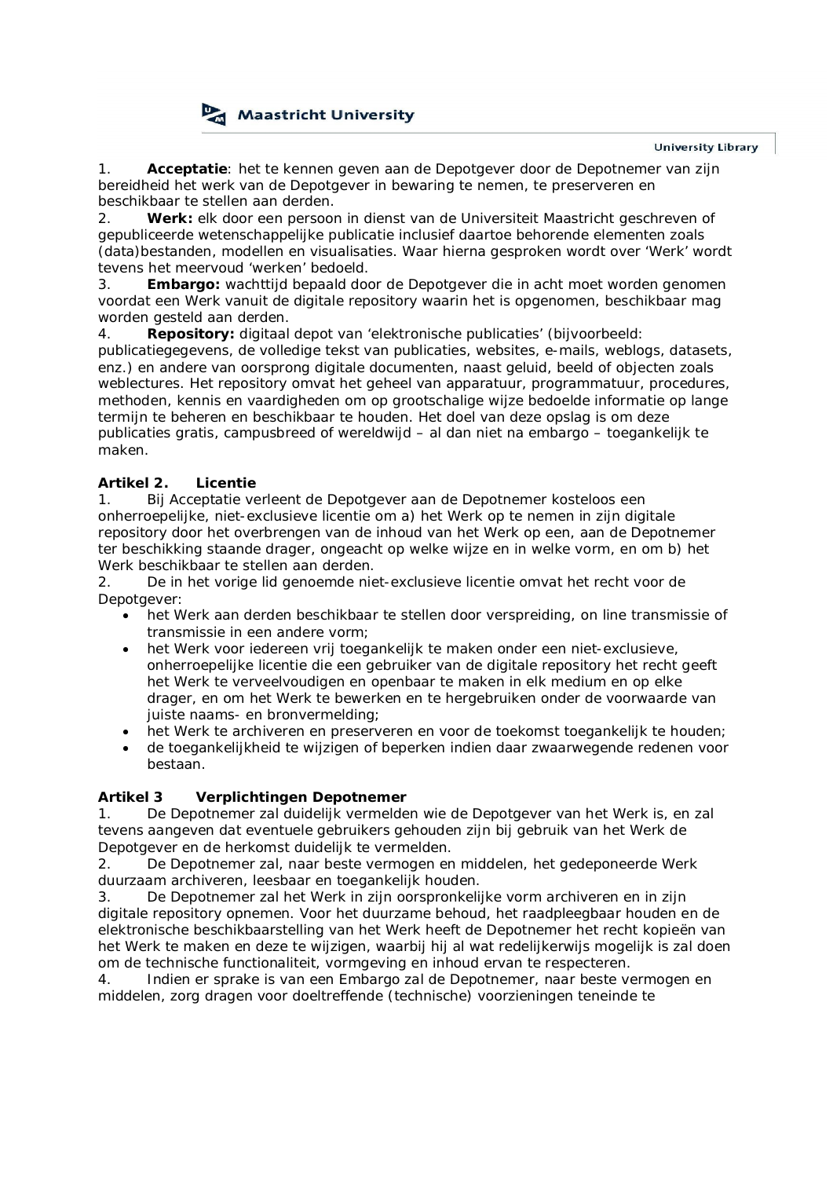1. **Acceptatie**: het te kennen geven aan de Depotgever door de Depotnemer van zijn bereidheid het werk van de Depotgever in bewaring te nemen, te preserveren en beschikbaar te stellen aan derden.
2. **Werk:** elk door een persoon in dienst van de Universiteit Maastricht geschreven of gepubliceerde wetenschappelijke publicatie inclusief daartoe behorende elementen zoals (data)bestanden, modellen en visualisaties. Waar hierna gesproken wordt over 'Werk' wordt tevens het meervoud 'werken' bedoeld.
3. **Embargo:** wachttijd bepaald door de Depotgever die in acht moet worden genomen voordat een Werk vanuit de digitale repository waarin het is opgenomen, beschikbaar mag worden gesteld aan derden.
4. **Repository:** digitaal depot van 'elektronische publicaties' (bijvoorbeeld: publicatiegegevens, de volledige tekst van publicaties, websites, e-mails, weblogs, datasets, enz.) en andere van oorsprong digitale documenten, naast geluid, beeld of objecten zoals weblectures. Het repository omvat het geheel van apparatuur, programmatuur, procedures, methoden, kennis en vaardigheden om op grootschalige wijze bedoelde informatie op lange termijn te beheren en beschikbaar te houden. Het doel van deze opslag is om deze publicaties gratis, campusbreed of wereldwijd – al dan niet na embargo – toegankelijk te maken.

**Artikel 2. Licentie**

1. Bij Acceptatie verleent de Depotgever aan de Depotnemer kosteloos een onherroepelijke, niet-exclusieve licentie om a) het Werk op te nemen in zijn digitale repository door het overbrengen van de inhoud van het Werk op een, aan de Depotnemer ter beschikking staande drager, ongeacht op welke wijze en in welke vorm, en om b) het Werk beschikbaar te stellen aan derden.
2. De in het vorige lid genoemde niet-exclusieve licentie omvat het recht voor de Depotgever:
    - het Werk aan derden beschikbaar te stellen door verspreiding, on line transmissie of transmissie in een andere vorm;
    - het Werk voor iedereen vrij toegankelijk te maken onder een niet-exclusieve, onherroepelijke licentie die een gebruiker van de digitale repository het recht geeft het Werk te verveelvoudigen en openbaar te maken in elk medium en op elke drager, en om het Werk te bewerken en te hergebruiken onder de voorwaarde van juiste naams- en bronvermelding;
    - het Werk te archiveren en preserveren en voor de toekomst toegankelijk te houden;
    - de toegankelijkheid te wijzigen of beperken indien daar zwaarwegende redenen voor bestaan.

**Artikel 3 Verplichtingen Depotnemer**

1. De Depotnemer zal duidelijk vermelden wie de Depotgever van het Werk is, en zal tevens aangeven dat eventuele gebruikers gehouden zijn bij gebruik van het Werk de Depotgever en de herkomst duidelijk te vermelden.
2. De Depotnemer zal, naar beste vermogen en middelen, het gedeponeerde Werk duurzaam archiveren, leesbaar en toegankelijk houden.
3. De Depotnemer zal het Werk in zijn oorspronkelijke vorm archiveren en in zijn digitale repository opnemen. Voor het duurzame behoud, het raadpleegbaar houden en de elektronische beschikbaarstelling van het Werk heeft de Depotnemer het recht kopieën van het Werk te maken en deze te wijzigen, waarbij hij al wat redelijkerwijs mogelijk is zal doen om de technische functionaliteit, vormgeving en inhoud ervan te respecteren.
4. Indien er sprake is van een Embargo zal de Depotnemer, naar beste vermogen en middelen, zorg dragen voor doeltreffende (technische) voorzieningen teneinde te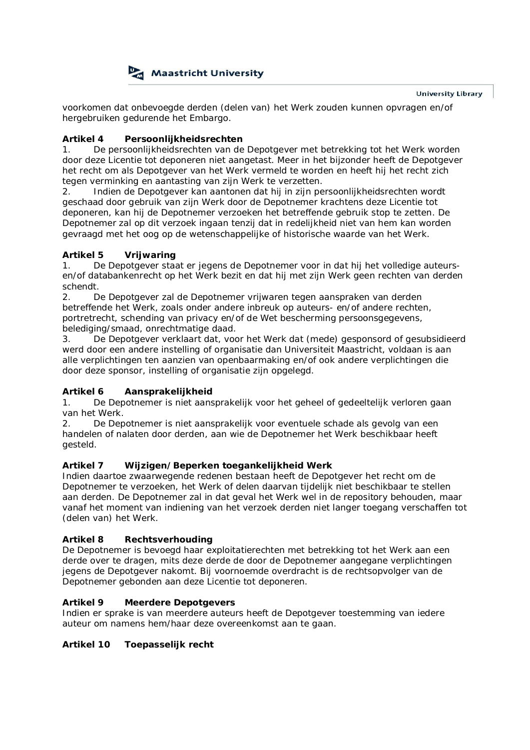voorkomen dat onbevoegde derden (delen van) het Werk zouden kunnen opvragen en/of hergebruiken gedurende het Embargo.

**Artikel 4 Persoonlijkheidsrechten**

1. De persoonlijkheidsrechten van de Depotgever met betrekking tot het Werk worden door deze Licentie tot deponeren niet aangetast. Meer in het bijzonder heeft de Depotgever het recht om als Depotgever van het Werk vermeld te worden en heeft hij het recht zich tegen verminking en aantasting van zijn Werk te verzetten.
2. Indien de Depotgever kan aantonen dat hij in zijn persoonlijkheidsrechten wordt geschaad door gebruik van zijn Werk door de Depotnemer krachtens deze Licentie tot deponeren, kan hij de Depotnemer verzoeken het betreffende gebruik stop te zetten. De Depotnemer zal op dit verzoek ingaan tenzij dat in redelijkheid niet van hem kan worden gevraagd met het oog op de wetenschappelijke of historische waarde van het Werk.

**Artikel 5 Vrijwaring**

1. De Depotgever staat er jegens de Depotnemer voor in dat hij het volledige auteurs- en/of databankenrecht op het Werk bezit en dat hij met zijn Werk geen rechten van derden schendt.
2. De Depotgever zal de Depotnemer vrijwaren tegen aanspraken van derden betreffende het Werk, zoals onder andere inbreuk op auteurs- en/of andere rechten, portretrecht, schending van privacy en/of de Wet bescherming persoonsgegevens, belediging/smaad, onrechtmatige daad.
3. De Depotgever verklaart dat, voor het Werk dat (mede) gesponsord of gesubsidieerd werd door een andere instelling of organisatie dan Universiteit Maastricht, voldaan is aan alle verplichtingen ten aanzien van openbaarmaking en/of ook andere verplichtingen die door deze sponsor, instelling of organisatie zijn opgelegd.

**Artikel 6 Aansprakelijkheid**

1. De Depotnemer is niet aansprakelijk voor het geheel of gedeeltelijk verloren gaan van het Werk.
2. De Depotnemer is niet aansprakelijk voor eventuele schade als gevolg van een handelen of nalaten door derden, aan wie de Depotnemer het Werk beschikbaar heeft gesteld.

**Artikel 7 Wijzigen/Beperken toegankelijkheid Werk**

Indien daartoe zwaarwegende redenen bestaan heeft de Depotgever het recht om de Depotnemer te verzoeken, het Werk of delen daarvan tijdelijk niet beschikbaar te stellen aan derden. De Depotnemer zal in dat geval het Werk wel in de repository behouden, maar vanaf het moment van indiening van het verzoek derden niet langer toegang verschaffen tot (delen van) het Werk.

**Artikel 8 Rechtsverhouding**

De Depotnemer is bevoegd haar exploitatierechten met betrekking tot het Werk aan een derde over te dragen, mits deze derde de door de Depotnemer aangegane verplichtingen jegens de Depotgever nakomt. Bij voornoemde overdracht is de rechtsopvolger van de Depotnemer gebonden aan deze Licentie tot deponeren.

**Artikel 9 Meerdere Depotgevers**

Indien er sprake is van meerdere auteurs heeft de Depotgever toestemming van iedere auteur om namens hem/haar deze overeenkomst aan te gaan.

**Artikel 10 Toepasselijk recht**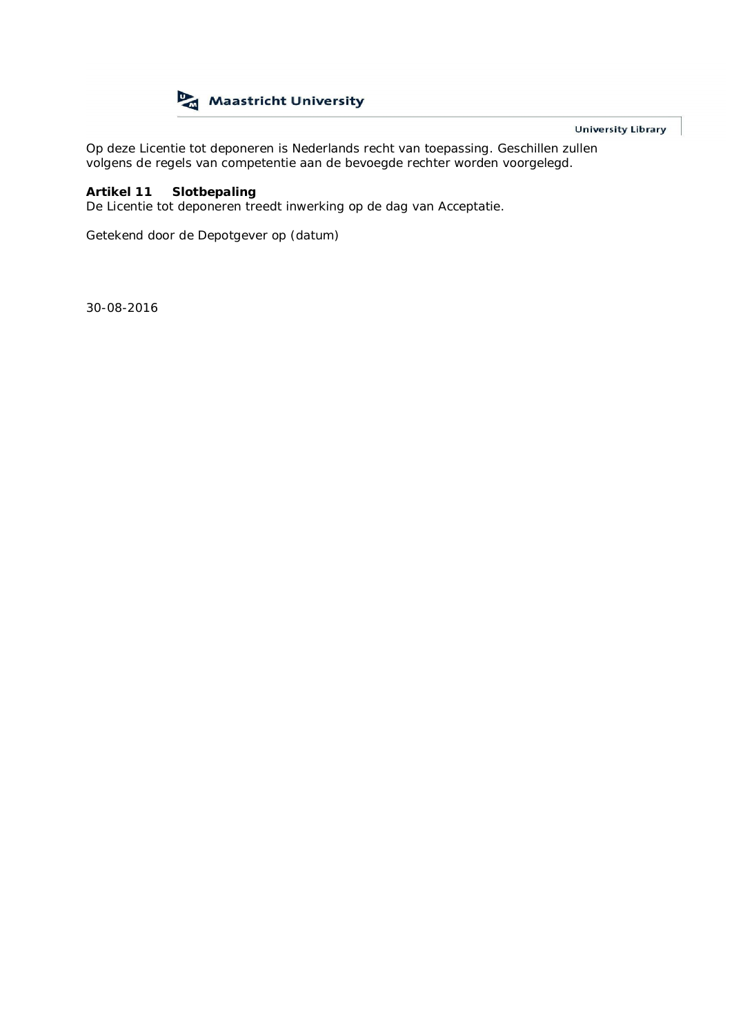Op deze Licentie tot deponeren is Nederlands recht van toepassing. Geschillen zullen volgens de regels van competentie aan de bevoegde rechter worden voorgelegd.

**Artikel 11 Slotbepaling**
De Licentie tot deponeren treedt inwerking op de dag van Acceptatie.

Getekend door de Depotgever op (datum)

30-08-2016